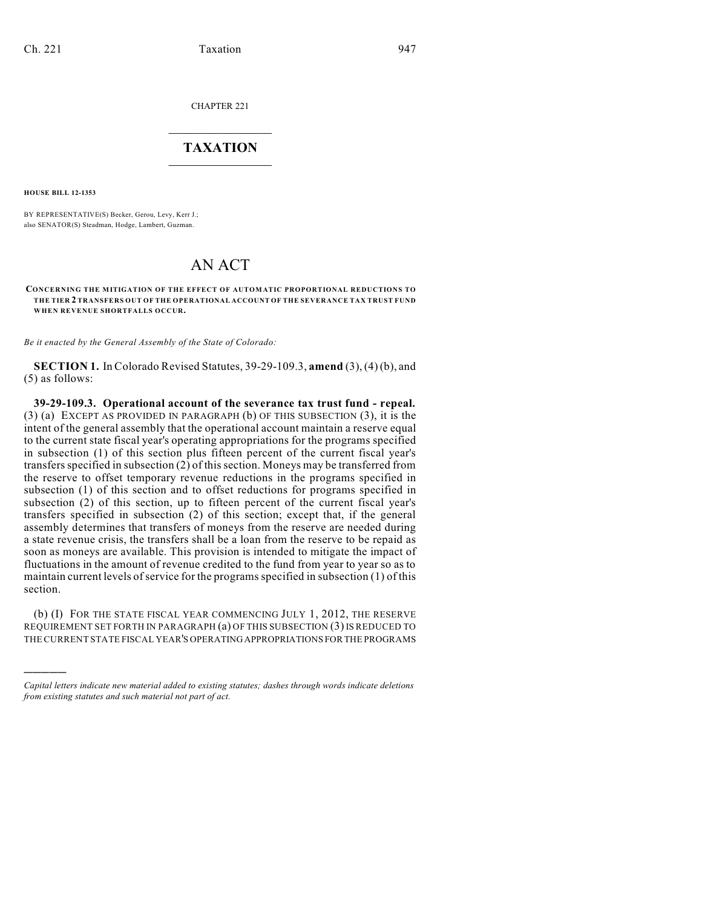CHAPTER 221

# TAXATION

**HOUSE BILL 12-1353**

BY REPRESENTATIVE(S) Becker, Gerou, Levy, Kerr J.;
also SENATOR(S) Steadman, Hodge, Lambert, Guzman.

# AN ACT

**CONCERNING THE MITIGATION OF THE EFFECT OF AUTOMATIC PROPORTIONAL REDUCTIONS TO THE TIER 2 TRANSFERS OUT OF THE OPERATIONAL ACCOUNT OF THE SEVERANCE TAX TRUST FUND WHEN REVENUE SHORTFALLS OCCUR.**

*Be it enacted by the General Assembly of the State of Colorado:*

**SECTION 1.** In Colorado Revised Statutes, 39-29-109.3, **amend** (3), (4) (b), and (5) as follows:

**39-29-109.3. Operational account of the severance tax trust fund - repeal.** (3) (a) EXCEPT AS PROVIDED IN PARAGRAPH (b) OF THIS SUBSECTION (3), it is the intent of the general assembly that the operational account maintain a reserve equal to the current state fiscal year's operating appropriations for the programs specified in subsection (1) of this section plus fifteen percent of the current fiscal year's transfers specified in subsection (2) of this section. Moneys may be transferred from the reserve to offset temporary revenue reductions in the programs specified in subsection (1) of this section and to offset reductions for programs specified in subsection (2) of this section, up to fifteen percent of the current fiscal year's transfers specified in subsection (2) of this section; except that, if the general assembly determines that transfers of moneys from the reserve are needed during a state revenue crisis, the transfers shall be a loan from the reserve to be repaid as soon as moneys are available. This provision is intended to mitigate the impact of fluctuations in the amount of revenue credited to the fund from year to year so as to maintain current levels of service for the programs specified in subsection (1) of this section.

(b) (I) FOR THE STATE FISCAL YEAR COMMENCING JULY 1, 2012, THE RESERVE REQUIREMENT SET FORTH IN PARAGRAPH (a) OF THIS SUBSECTION (3) IS REDUCED TO THE CURRENT STATE FISCAL YEAR'S OPERATING APPROPRIATIONS FOR THE PROGRAMS

---

*Capital letters indicate new material added to existing statutes; dashes through words indicate deletions from existing statutes and such material not part of act.*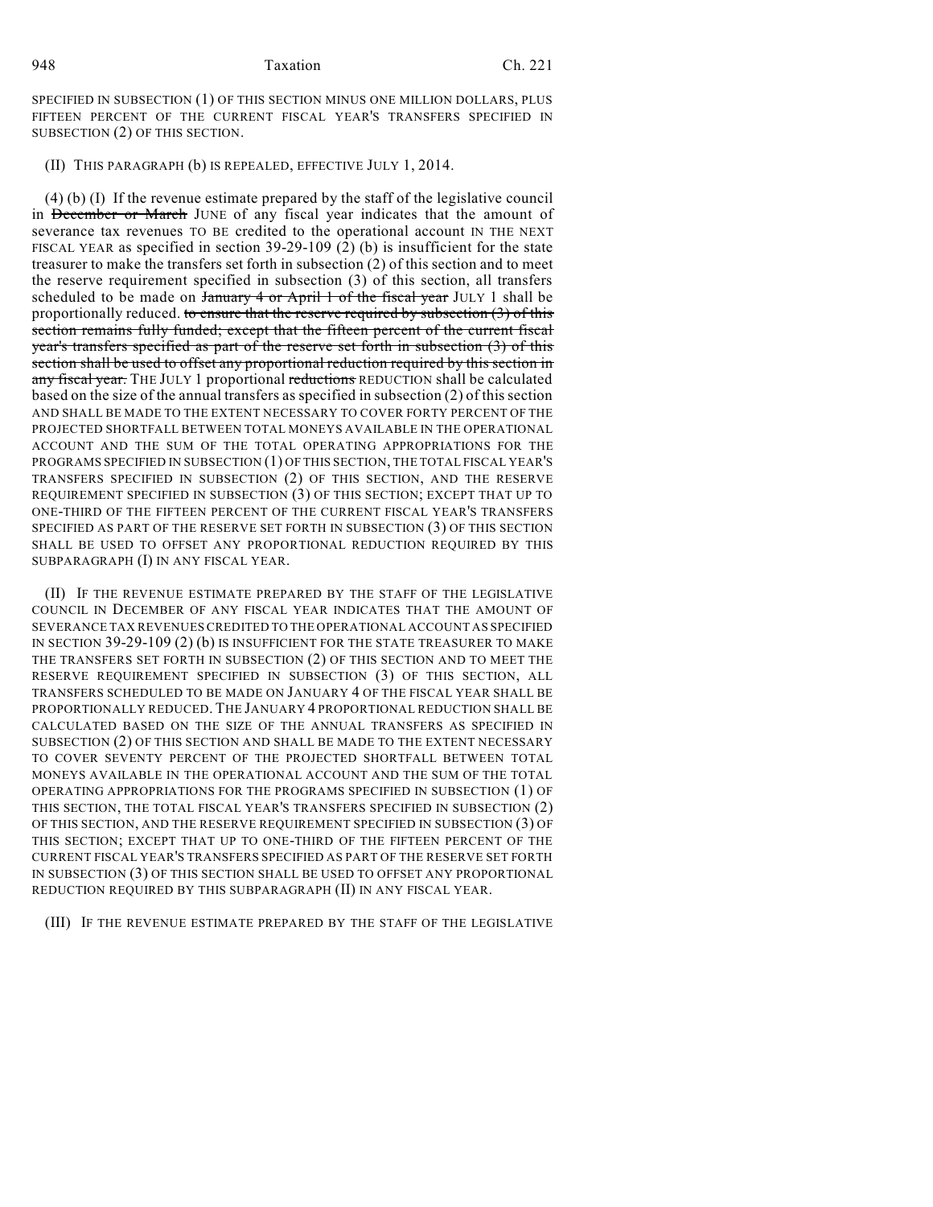SPECIFIED IN SUBSECTION (1) OF THIS SECTION MINUS ONE MILLION DOLLARS, PLUS FIFTEEN PERCENT OF THE CURRENT FISCAL YEAR'S TRANSFERS SPECIFIED IN SUBSECTION (2) OF THIS SECTION.

(II) THIS PARAGRAPH (b) IS REPEALED, EFFECTIVE JULY 1, 2014.

(4) (b) (I) If the revenue estimate prepared by the staff of the legislative council in ~~December or March~~ JUNE of any fiscal year indicates that the amount of severance tax revenues TO BE credited to the operational account IN THE NEXT FISCAL YEAR as specified in section 39-29-109 (2) (b) is insufficient for the state treasurer to make the transfers set forth in subsection (2) of this section and to meet the reserve requirement specified in subsection (3) of this section, all transfers scheduled to be made on ~~January 4 or April 1 of the fiscal year~~ JULY 1 shall be proportionally reduced. ~~to ensure that the reserve required by subsection (3) of this section remains fully funded; except that the fifteen percent of the current fiscal year's transfers specified as part of the reserve set forth in subsection (3) of this section shall be used to offset any proportional reduction required by this section in any fiscal year.~~ THE JULY 1 proportional ~~reductions~~ REDUCTION shall be calculated based on the size of the annual transfers as specified in subsection (2) of this section AND SHALL BE MADE TO THE EXTENT NECESSARY TO COVER FORTY PERCENT OF THE PROJECTED SHORTFALL BETWEEN TOTAL MONEYS AVAILABLE IN THE OPERATIONAL ACCOUNT AND THE SUM OF THE TOTAL OPERATING APPROPRIATIONS FOR THE PROGRAMS SPECIFIED IN SUBSECTION (1) OF THIS SECTION, THE TOTAL FISCAL YEAR'S TRANSFERS SPECIFIED IN SUBSECTION (2) OF THIS SECTION, AND THE RESERVE REQUIREMENT SPECIFIED IN SUBSECTION (3) OF THIS SECTION; EXCEPT THAT UP TO ONE-THIRD OF THE FIFTEEN PERCENT OF THE CURRENT FISCAL YEAR'S TRANSFERS SPECIFIED AS PART OF THE RESERVE SET FORTH IN SUBSECTION (3) OF THIS SECTION SHALL BE USED TO OFFSET ANY PROPORTIONAL REDUCTION REQUIRED BY THIS SUBPARAGRAPH (I) IN ANY FISCAL YEAR.

(II) IF THE REVENUE ESTIMATE PREPARED BY THE STAFF OF THE LEGISLATIVE COUNCIL IN DECEMBER OF ANY FISCAL YEAR INDICATES THAT THE AMOUNT OF SEVERANCE TAX REVENUES CREDITED TO THE OPERATIONAL ACCOUNT AS SPECIFIED IN SECTION 39-29-109 (2) (b) IS INSUFFICIENT FOR THE STATE TREASURER TO MAKE THE TRANSFERS SET FORTH IN SUBSECTION (2) OF THIS SECTION AND TO MEET THE RESERVE REQUIREMENT SPECIFIED IN SUBSECTION (3) OF THIS SECTION, ALL TRANSFERS SCHEDULED TO BE MADE ON JANUARY 4 OF THE FISCAL YEAR SHALL BE PROPORTIONALLY REDUCED. THE JANUARY 4 PROPORTIONAL REDUCTION SHALL BE CALCULATED BASED ON THE SIZE OF THE ANNUAL TRANSFERS AS SPECIFIED IN SUBSECTION (2) OF THIS SECTION AND SHALL BE MADE TO THE EXTENT NECESSARY TO COVER SEVENTY PERCENT OF THE PROJECTED SHORTFALL BETWEEN TOTAL MONEYS AVAILABLE IN THE OPERATIONAL ACCOUNT AND THE SUM OF THE TOTAL OPERATING APPROPRIATIONS FOR THE PROGRAMS SPECIFIED IN SUBSECTION (1) OF THIS SECTION, THE TOTAL FISCAL YEAR'S TRANSFERS SPECIFIED IN SUBSECTION (2) OF THIS SECTION, AND THE RESERVE REQUIREMENT SPECIFIED IN SUBSECTION (3) OF THIS SECTION; EXCEPT THAT UP TO ONE-THIRD OF THE FIFTEEN PERCENT OF THE CURRENT FISCAL YEAR'S TRANSFERS SPECIFIED AS PART OF THE RESERVE SET FORTH IN SUBSECTION (3) OF THIS SECTION SHALL BE USED TO OFFSET ANY PROPORTIONAL REDUCTION REQUIRED BY THIS SUBPARAGRAPH (II) IN ANY FISCAL YEAR.

(III) IF THE REVENUE ESTIMATE PREPARED BY THE STAFF OF THE LEGISLATIVE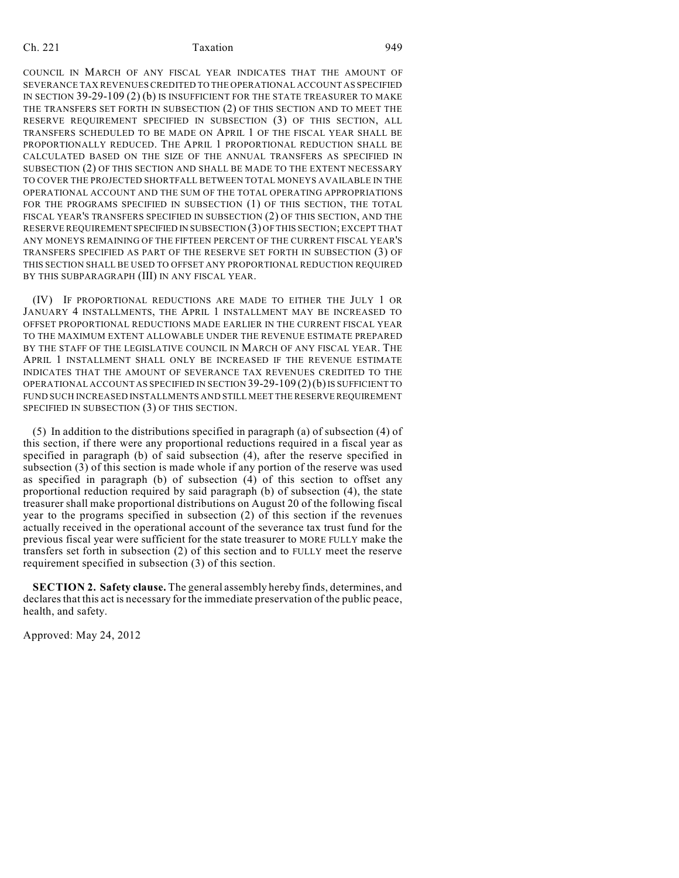COUNCIL IN MARCH OF ANY FISCAL YEAR INDICATES THAT THE AMOUNT OF SEVERANCE TAX REVENUES CREDITED TO THE OPERATIONAL ACCOUNT AS SPECIFIED IN SECTION 39-29-109 (2) (b) IS INSUFFICIENT FOR THE STATE TREASURER TO MAKE THE TRANSFERS SET FORTH IN SUBSECTION (2) OF THIS SECTION AND TO MEET THE RESERVE REQUIREMENT SPECIFIED IN SUBSECTION (3) OF THIS SECTION, ALL TRANSFERS SCHEDULED TO BE MADE ON APRIL 1 OF THE FISCAL YEAR SHALL BE PROPORTIONALLY REDUCED. THE APRIL 1 PROPORTIONAL REDUCTION SHALL BE CALCULATED BASED ON THE SIZE OF THE ANNUAL TRANSFERS AS SPECIFIED IN SUBSECTION (2) OF THIS SECTION AND SHALL BE MADE TO THE EXTENT NECESSARY TO COVER THE PROJECTED SHORTFALL BETWEEN TOTAL MONEYS AVAILABLE IN THE OPERATIONAL ACCOUNT AND THE SUM OF THE TOTAL OPERATING APPROPRIATIONS FOR THE PROGRAMS SPECIFIED IN SUBSECTION (1) OF THIS SECTION, THE TOTAL FISCAL YEAR'S TRANSFERS SPECIFIED IN SUBSECTION (2) OF THIS SECTION, AND THE RESERVE REQUIREMENT SPECIFIED IN SUBSECTION (3) OF THIS SECTION; EXCEPT THAT ANY MONEYS REMAINING OF THE FIFTEEN PERCENT OF THE CURRENT FISCAL YEAR'S TRANSFERS SPECIFIED AS PART OF THE RESERVE SET FORTH IN SUBSECTION (3) OF THIS SECTION SHALL BE USED TO OFFSET ANY PROPORTIONAL REDUCTION REQUIRED BY THIS SUBPARAGRAPH (III) IN ANY FISCAL YEAR.

(IV) IF PROPORTIONAL REDUCTIONS ARE MADE TO EITHER THE JULY 1 OR JANUARY 4 INSTALLMENTS, THE APRIL 1 INSTALLMENT MAY BE INCREASED TO OFFSET PROPORTIONAL REDUCTIONS MADE EARLIER IN THE CURRENT FISCAL YEAR TO THE MAXIMUM EXTENT ALLOWABLE UNDER THE REVENUE ESTIMATE PREPARED BY THE STAFF OF THE LEGISLATIVE COUNCIL IN MARCH OF ANY FISCAL YEAR. THE APRIL 1 INSTALLMENT SHALL ONLY BE INCREASED IF THE REVENUE ESTIMATE INDICATES THAT THE AMOUNT OF SEVERANCE TAX REVENUES CREDITED TO THE OPERATIONAL ACCOUNT AS SPECIFIED IN SECTION 39-29-109 (2) (b) IS SUFFICIENT TO FUND SUCH INCREASED INSTALLMENTS AND STILL MEET THE RESERVE REQUIREMENT SPECIFIED IN SUBSECTION (3) OF THIS SECTION.

(5) In addition to the distributions specified in paragraph (a) of subsection (4) of this section, if there were any proportional reductions required in a fiscal year as specified in paragraph (b) of said subsection (4), after the reserve specified in subsection (3) of this section is made whole if any portion of the reserve was used as specified in paragraph (b) of subsection (4) of this section to offset any proportional reduction required by said paragraph (b) of subsection (4), the state treasurer shall make proportional distributions on August 20 of the following fiscal year to the programs specified in subsection (2) of this section if the revenues actually received in the operational account of the severance tax trust fund for the previous fiscal year were sufficient for the state treasurer to MORE FULLY make the transfers set forth in subsection (2) of this section and to FULLY meet the reserve requirement specified in subsection (3) of this section.

**SECTION 2. Safety clause.** The general assembly hereby finds, determines, and declares that this act is necessary for the immediate preservation of the public peace, health, and safety.

Approved: May 24, 2012